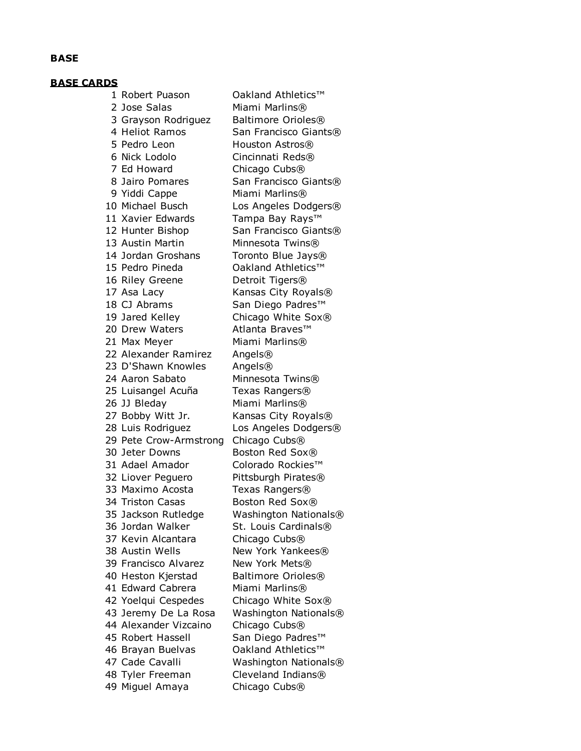**BASE**

**BASE CARDS**

| | | |
|---|---|---|
| 1 | Robert Puason | Oakland Athletics™ |
| 2 | Jose Salas | Miami Marlins® |
| 3 | Grayson Rodriguez | Baltimore Orioles® |
| 4 | Heliot Ramos | San Francisco Giants® |
| 5 | Pedro Leon | Houston Astros® |
| 6 | Nick Lodolo | Cincinnati Reds® |
| 7 | Ed Howard | Chicago Cubs® |
| 8 | Jairo Pomares | San Francisco Giants® |
| 9 | Yiddi Cappe | Miami Marlins® |
| 10 | Michael Busch | Los Angeles Dodgers® |
| 11 | Xavier Edwards | Tampa Bay Rays™ |
| 12 | Hunter Bishop | San Francisco Giants® |
| 13 | Austin Martin | Minnesota Twins® |
| 14 | Jordan Groshans | Toronto Blue Jays® |
| 15 | Pedro Pineda | Oakland Athletics™ |
| 16 | Riley Greene | Detroit Tigers® |
| 17 | Asa Lacy | Kansas City Royals® |
| 18 | CJ Abrams | San Diego Padres™ |
| 19 | Jared Kelley | Chicago White Sox® |
| 20 | Drew Waters | Atlanta Braves™ |
| 21 | Max Meyer | Miami Marlins® |
| 22 | Alexander Ramirez | Angels® |
| 23 | D'Shawn Knowles | Angels® |
| 24 | Aaron Sabato | Minnesota Twins® |
| 25 | Luisangel Acuña | Texas Rangers® |
| 26 | JJ Bleday | Miami Marlins® |
| 27 | Bobby Witt Jr. | Kansas City Royals® |
| 28 | Luis Rodriguez | Los Angeles Dodgers® |
| 29 | Pete Crow-Armstrong | Chicago Cubs® |
| 30 | Jeter Downs | Boston Red Sox® |
| 31 | Adael Amador | Colorado Rockies™ |
| 32 | Liover Peguero | Pittsburgh Pirates® |
| 33 | Maximo Acosta | Texas Rangers® |
| 34 | Triston Casas | Boston Red Sox® |
| 35 | Jackson Rutledge | Washington Nationals® |
| 36 | Jordan Walker | St. Louis Cardinals® |
| 37 | Kevin Alcantara | Chicago Cubs® |
| 38 | Austin Wells | New York Yankees® |
| 39 | Francisco Alvarez | New York Mets® |
| 40 | Heston Kjerstad | Baltimore Orioles® |
| 41 | Edward Cabrera | Miami Marlins® |
| 42 | Yoelqui Cespedes | Chicago White Sox® |
| 43 | Jeremy De La Rosa | Washington Nationals® |
| 44 | Alexander Vizcaino | Chicago Cubs® |
| 45 | Robert Hassell | San Diego Padres™ |
| 46 | Brayan Buelvas | Oakland Athletics™ |
| 47 | Cade Cavalli | Washington Nationals® |
| 48 | Tyler Freeman | Cleveland Indians® |
| 49 | Miguel Amaya | Chicago Cubs® |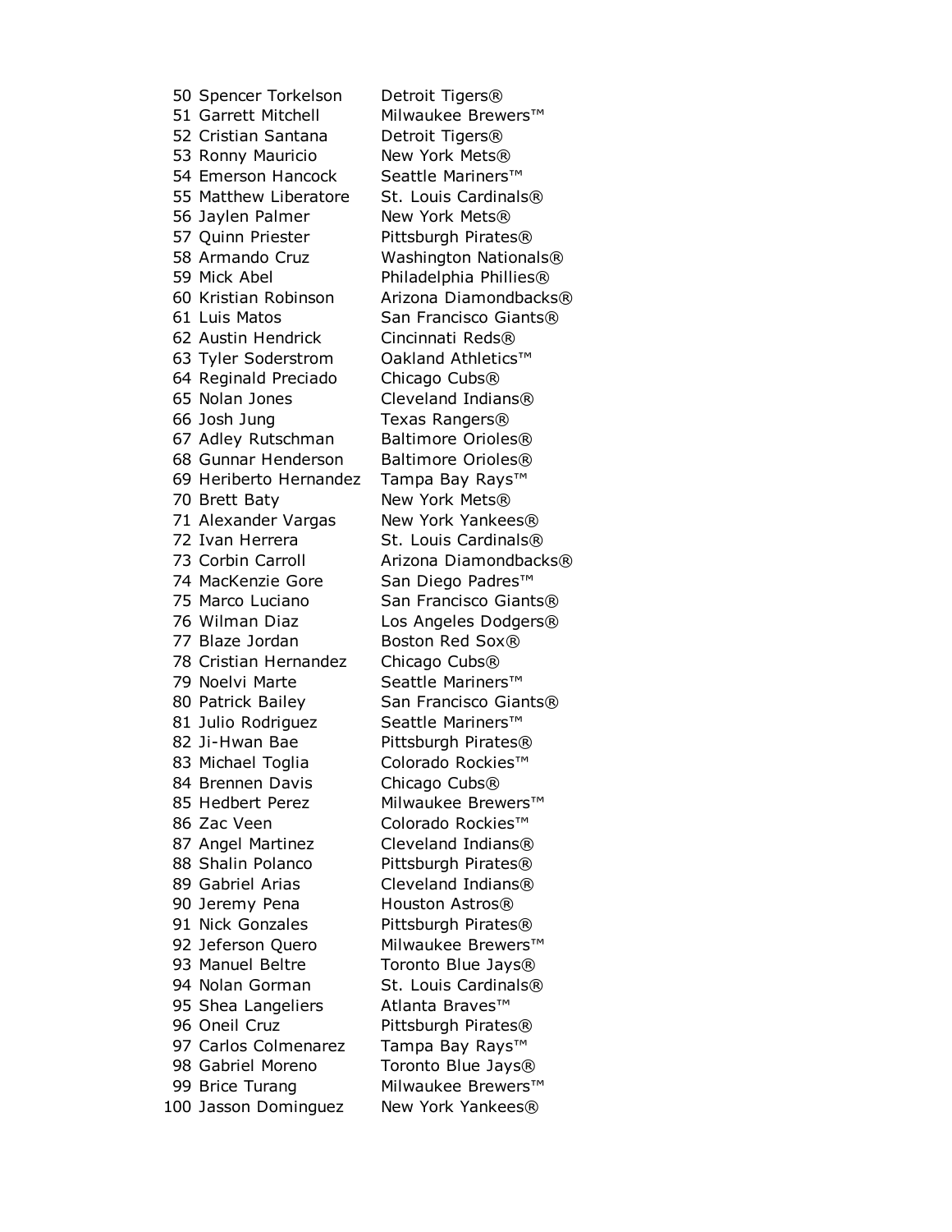| | | |
|---|---|---|
| 50 | Spencer Torkelson | Detroit Tigers® |
| 51 | Garrett Mitchell | Milwaukee Brewers™ |
| 52 | Cristian Santana | Detroit Tigers® |
| 53 | Ronny Mauricio | New York Mets® |
| 54 | Emerson Hancock | Seattle Mariners™ |
| 55 | Matthew Liberatore | St. Louis Cardinals® |
| 56 | Jaylen Palmer | New York Mets® |
| 57 | Quinn Priester | Pittsburgh Pirates® |
| 58 | Armando Cruz | Washington Nationals® |
| 59 | Mick Abel | Philadelphia Phillies® |
| 60 | Kristian Robinson | Arizona Diamondbacks® |
| 61 | Luis Matos | San Francisco Giants® |
| 62 | Austin Hendrick | Cincinnati Reds® |
| 63 | Tyler Soderstrom | Oakland Athletics™ |
| 64 | Reginald Preciado | Chicago Cubs® |
| 65 | Nolan Jones | Cleveland Indians® |
| 66 | Josh Jung | Texas Rangers® |
| 67 | Adley Rutschman | Baltimore Orioles® |
| 68 | Gunnar Henderson | Baltimore Orioles® |
| 69 | Heriberto Hernandez | Tampa Bay Rays™ |
| 70 | Brett Baty | New York Mets® |
| 71 | Alexander Vargas | New York Yankees® |
| 72 | Ivan Herrera | St. Louis Cardinals® |
| 73 | Corbin Carroll | Arizona Diamondbacks® |
| 74 | MacKenzie Gore | San Diego Padres™ |
| 75 | Marco Luciano | San Francisco Giants® |
| 76 | Wilman Diaz | Los Angeles Dodgers® |
| 77 | Blaze Jordan | Boston Red Sox® |
| 78 | Cristian Hernandez | Chicago Cubs® |
| 79 | Noelvi Marte | Seattle Mariners™ |
| 80 | Patrick Bailey | San Francisco Giants® |
| 81 | Julio Rodriguez | Seattle Mariners™ |
| 82 | Ji-Hwan Bae | Pittsburgh Pirates® |
| 83 | Michael Toglia | Colorado Rockies™ |
| 84 | Brennen Davis | Chicago Cubs® |
| 85 | Hedbert Perez | Milwaukee Brewers™ |
| 86 | Zac Veen | Colorado Rockies™ |
| 87 | Angel Martinez | Cleveland Indians® |
| 88 | Shalin Polanco | Pittsburgh Pirates® |
| 89 | Gabriel Arias | Cleveland Indians® |
| 90 | Jeremy Pena | Houston Astros® |
| 91 | Nick Gonzales | Pittsburgh Pirates® |
| 92 | Jeferson Quero | Milwaukee Brewers™ |
| 93 | Manuel Beltre | Toronto Blue Jays® |
| 94 | Nolan Gorman | St. Louis Cardinals® |
| 95 | Shea Langeliers | Atlanta Braves™ |
| 96 | Oneil Cruz | Pittsburgh Pirates® |
| 97 | Carlos Colmenarez | Tampa Bay Rays™ |
| 98 | Gabriel Moreno | Toronto Blue Jays® |
| 99 | Brice Turang | Milwaukee Brewers™ |
| 100 | Jasson Dominguez | New York Yankees® |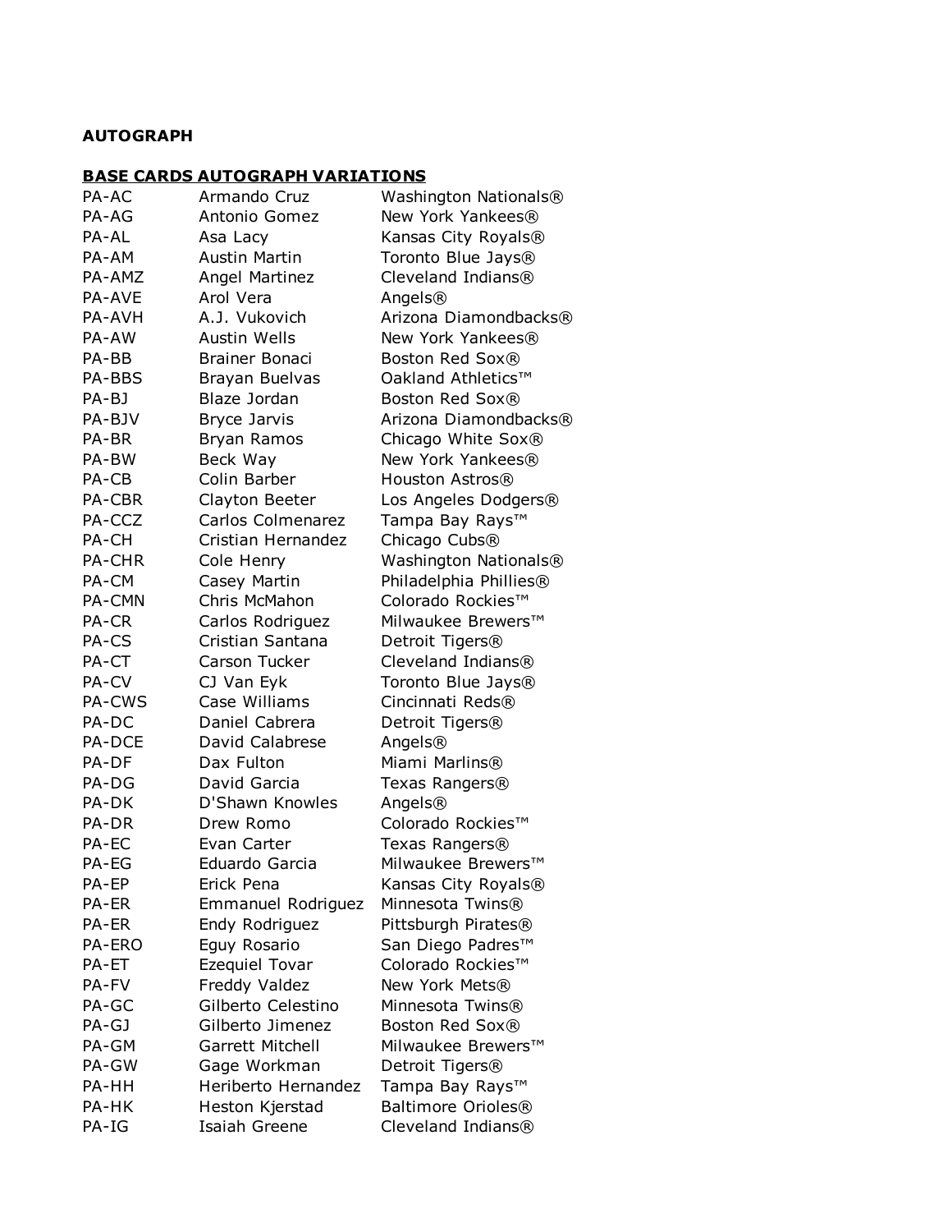**AUTOGRAPH**

**BASE CARDS AUTOGRAPH VARIATIONS**

| | | |
|---|---|---|
| PA-AC | Armando Cruz | Washington Nationals® |
| PA-AG | Antonio Gomez | New York Yankees® |
| PA-AL | Asa Lacy | Kansas City Royals® |
| PA-AM | Austin Martin | Toronto Blue Jays® |
| PA-AMZ | Angel Martinez | Cleveland Indians® |
| PA-AVE | Arol Vera | Angels® |
| PA-AVH | A.J. Vukovich | Arizona Diamondbacks® |
| PA-AW | Austin Wells | New York Yankees® |
| PA-BB | Brainer Bonaci | Boston Red Sox® |
| PA-BBS | Brayan Buelvas | Oakland Athletics™ |
| PA-BJ | Blaze Jordan | Boston Red Sox® |
| PA-BJV | Bryce Jarvis | Arizona Diamondbacks® |
| PA-BR | Bryan Ramos | Chicago White Sox® |
| PA-BW | Beck Way | New York Yankees® |
| PA-CB | Colin Barber | Houston Astros® |
| PA-CBR | Clayton Beeter | Los Angeles Dodgers® |
| PA-CCZ | Carlos Colmenarez | Tampa Bay Rays™ |
| PA-CH | Cristian Hernandez | Chicago Cubs® |
| PA-CHR | Cole Henry | Washington Nationals® |
| PA-CM | Casey Martin | Philadelphia Phillies® |
| PA-CMN | Chris McMahon | Colorado Rockies™ |
| PA-CR | Carlos Rodriguez | Milwaukee Brewers™ |
| PA-CS | Cristian Santana | Detroit Tigers® |
| PA-CT | Carson Tucker | Cleveland Indians® |
| PA-CV | CJ Van Eyk | Toronto Blue Jays® |
| PA-CWS | Case Williams | Cincinnati Reds® |
| PA-DC | Daniel Cabrera | Detroit Tigers® |
| PA-DCE | David Calabrese | Angels® |
| PA-DF | Dax Fulton | Miami Marlins® |
| PA-DG | David Garcia | Texas Rangers® |
| PA-DK | D'Shawn Knowles | Angels® |
| PA-DR | Drew Romo | Colorado Rockies™ |
| PA-EC | Evan Carter | Texas Rangers® |
| PA-EG | Eduardo Garcia | Milwaukee Brewers™ |
| PA-EP | Erick Pena | Kansas City Royals® |
| PA-ER | Emmanuel Rodriguez | Minnesota Twins® |
| PA-ER | Endy Rodriguez | Pittsburgh Pirates® |
| PA-ERO | Eguy Rosario | San Diego Padres™ |
| PA-ET | Ezequiel Tovar | Colorado Rockies™ |
| PA-FV | Freddy Valdez | New York Mets® |
| PA-GC | Gilberto Celestino | Minnesota Twins® |
| PA-GJ | Gilberto Jimenez | Boston Red Sox® |
| PA-GM | Garrett Mitchell | Milwaukee Brewers™ |
| PA-GW | Gage Workman | Detroit Tigers® |
| PA-HH | Heriberto Hernandez | Tampa Bay Rays™ |
| PA-HK | Heston Kjerstad | Baltimore Orioles® |
| PA-IG | Isaiah Greene | Cleveland Indians® |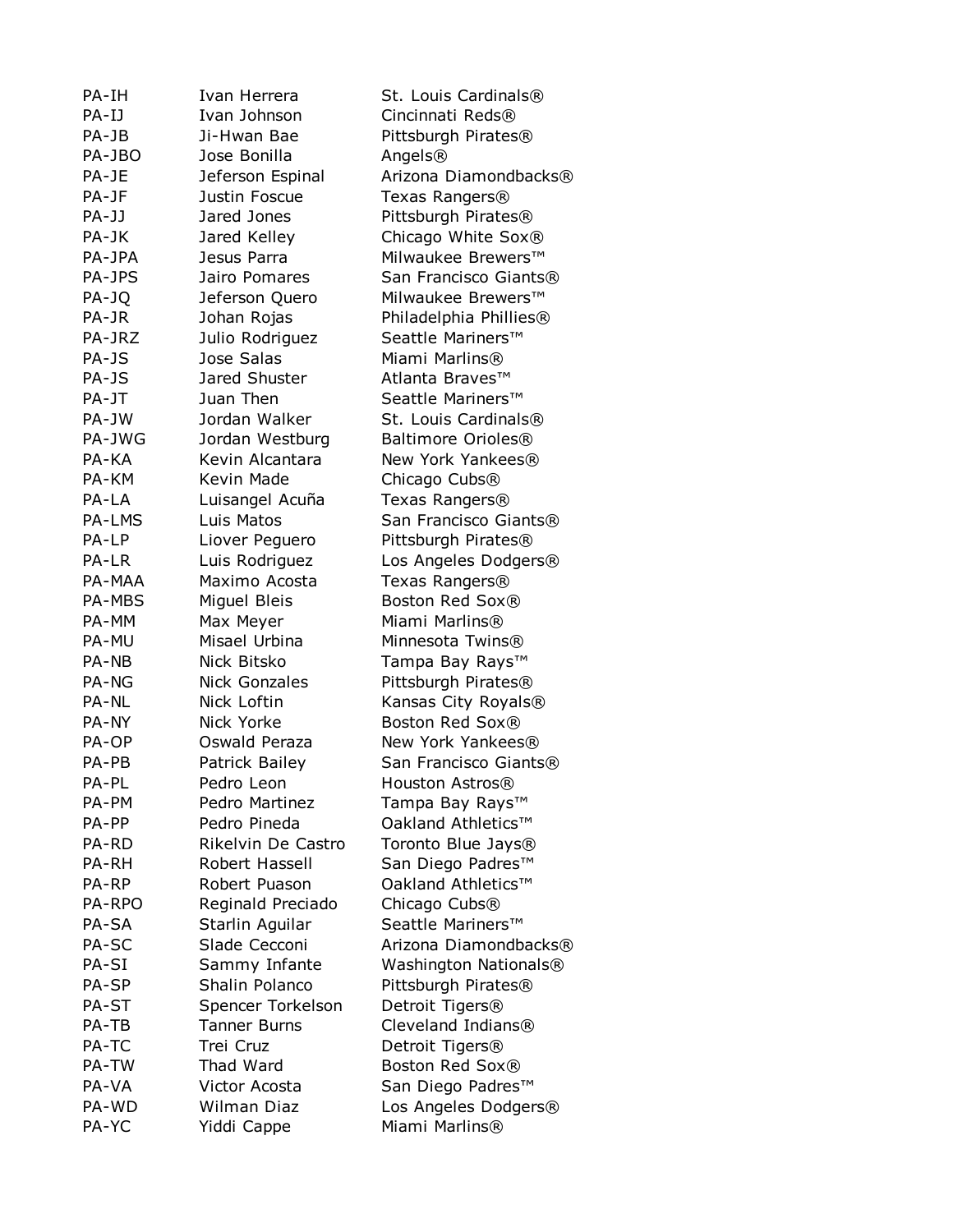| | | |
|---|---|---|
| PA-IH | Ivan Herrera | St. Louis Cardinals® |
| PA-IJ | Ivan Johnson | Cincinnati Reds® |
| PA-JB | Ji-Hwan Bae | Pittsburgh Pirates® |
| PA-JBO | Jose Bonilla | Angels® |
| PA-JE | Jeferson Espinal | Arizona Diamondbacks® |
| PA-JF | Justin Foscue | Texas Rangers® |
| PA-JJ | Jared Jones | Pittsburgh Pirates® |
| PA-JK | Jared Kelley | Chicago White Sox® |
| PA-JPA | Jesus Parra | Milwaukee Brewers™ |
| PA-JPS | Jairo Pomares | San Francisco Giants® |
| PA-JQ | Jeferson Quero | Milwaukee Brewers™ |
| PA-JR | Johan Rojas | Philadelphia Phillies® |
| PA-JRZ | Julio Rodriguez | Seattle Mariners™ |
| PA-JS | Jose Salas | Miami Marlins® |
| PA-JS | Jared Shuster | Atlanta Braves™ |
| PA-JT | Juan Then | Seattle Mariners™ |
| PA-JW | Jordan Walker | St. Louis Cardinals® |
| PA-JWG | Jordan Westburg | Baltimore Orioles® |
| PA-KA | Kevin Alcantara | New York Yankees® |
| PA-KM | Kevin Made | Chicago Cubs® |
| PA-LA | Luisangel Acuña | Texas Rangers® |
| PA-LMS | Luis Matos | San Francisco Giants® |
| PA-LP | Liover Peguero | Pittsburgh Pirates® |
| PA-LR | Luis Rodriguez | Los Angeles Dodgers® |
| PA-MAA | Maximo Acosta | Texas Rangers® |
| PA-MBS | Miguel Bleis | Boston Red Sox® |
| PA-MM | Max Meyer | Miami Marlins® |
| PA-MU | Misael Urbina | Minnesota Twins® |
| PA-NB | Nick Bitsko | Tampa Bay Rays™ |
| PA-NG | Nick Gonzales | Pittsburgh Pirates® |
| PA-NL | Nick Loftin | Kansas City Royals® |
| PA-NY | Nick Yorke | Boston Red Sox® |
| PA-OP | Oswald Peraza | New York Yankees® |
| PA-PB | Patrick Bailey | San Francisco Giants® |
| PA-PL | Pedro Leon | Houston Astros® |
| PA-PM | Pedro Martinez | Tampa Bay Rays™ |
| PA-PP | Pedro Pineda | Oakland Athletics™ |
| PA-RD | Rikelvin De Castro | Toronto Blue Jays® |
| PA-RH | Robert Hassell | San Diego Padres™ |
| PA-RP | Robert Puason | Oakland Athletics™ |
| PA-RPO | Reginald Preciado | Chicago Cubs® |
| PA-SA | Starlin Aguilar | Seattle Mariners™ |
| PA-SC | Slade Cecconi | Arizona Diamondbacks® |
| PA-SI | Sammy Infante | Washington Nationals® |
| PA-SP | Shalin Polanco | Pittsburgh Pirates® |
| PA-ST | Spencer Torkelson | Detroit Tigers® |
| PA-TB | Tanner Burns | Cleveland Indians® |
| PA-TC | Trei Cruz | Detroit Tigers® |
| PA-TW | Thad Ward | Boston Red Sox® |
| PA-VA | Victor Acosta | San Diego Padres™ |
| PA-WD | Wilman Diaz | Los Angeles Dodgers® |
| PA-YC | Yiddi Cappe | Miami Marlins® |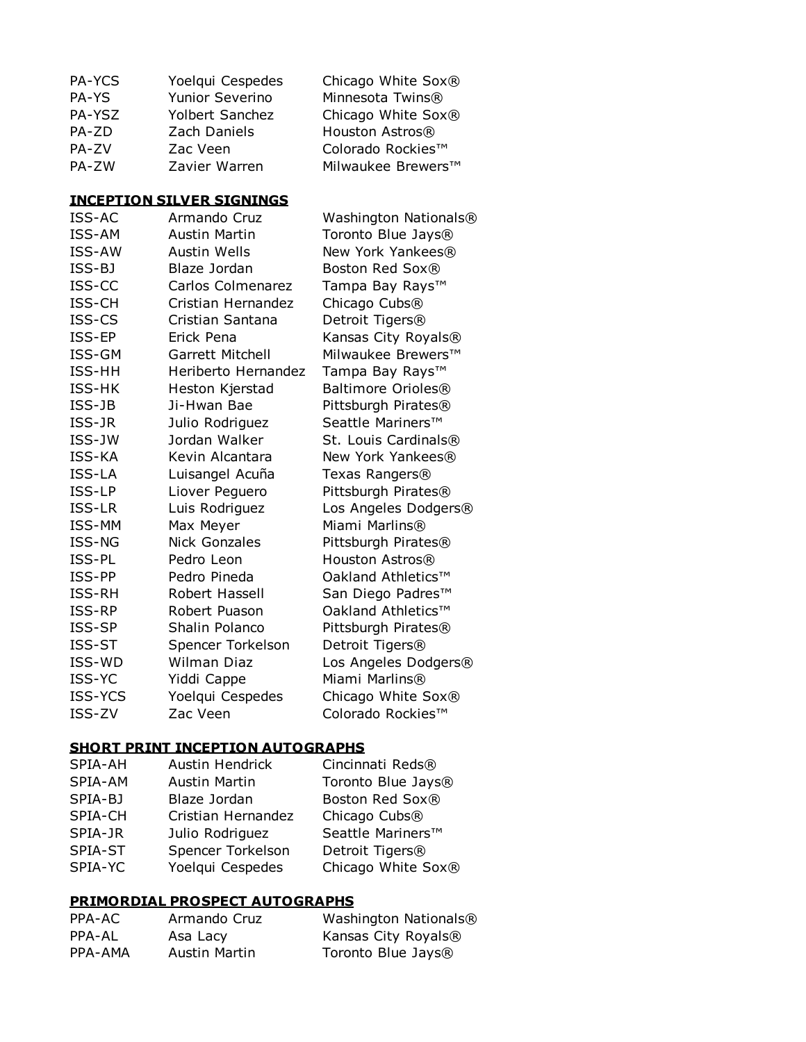| | | |
|---|---|---|
| PA-YCS | Yoelqui Cespedes | Chicago White Sox® |
| PA-YS | Yunior Severino | Minnesota Twins® |
| PA-YSZ | Yolbert Sanchez | Chicago White Sox® |
| PA-ZD | Zach Daniels | Houston Astros® |
| PA-ZV | Zac Veen | Colorado Rockies™ |
| PA-ZW | Zavier Warren | Milwaukee Brewers™ |

**INCEPTION SILVER SIGNINGS**

| | | |
|---|---|---|
| ISS-AC | Armando Cruz | Washington Nationals® |
| ISS-AM | Austin Martin | Toronto Blue Jays® |
| ISS-AW | Austin Wells | New York Yankees® |
| ISS-BJ | Blaze Jordan | Boston Red Sox® |
| ISS-CC | Carlos Colmenarez | Tampa Bay Rays™ |
| ISS-CH | Cristian Hernandez | Chicago Cubs® |
| ISS-CS | Cristian Santana | Detroit Tigers® |
| ISS-EP | Erick Pena | Kansas City Royals® |
| ISS-GM | Garrett Mitchell | Milwaukee Brewers™ |
| ISS-HH | Heriberto Hernandez | Tampa Bay Rays™ |
| ISS-HK | Heston Kjerstad | Baltimore Orioles® |
| ISS-JB | Ji-Hwan Bae | Pittsburgh Pirates® |
| ISS-JR | Julio Rodriguez | Seattle Mariners™ |
| ISS-JW | Jordan Walker | St. Louis Cardinals® |
| ISS-KA | Kevin Alcantara | New York Yankees® |
| ISS-LA | Luisangel Acuña | Texas Rangers® |
| ISS-LP | Liover Peguero | Pittsburgh Pirates® |
| ISS-LR | Luis Rodriguez | Los Angeles Dodgers® |
| ISS-MM | Max Meyer | Miami Marlins® |
| ISS-NG | Nick Gonzales | Pittsburgh Pirates® |
| ISS-PL | Pedro Leon | Houston Astros® |
| ISS-PP | Pedro Pineda | Oakland Athletics™ |
| ISS-RH | Robert Hassell | San Diego Padres™ |
| ISS-RP | Robert Puason | Oakland Athletics™ |
| ISS-SP | Shalin Polanco | Pittsburgh Pirates® |
| ISS-ST | Spencer Torkelson | Detroit Tigers® |
| ISS-WD | Wilman Diaz | Los Angeles Dodgers® |
| ISS-YC | Yiddi Cappe | Miami Marlins® |
| ISS-YCS | Yoelqui Cespedes | Chicago White Sox® |
| ISS-ZV | Zac Veen | Colorado Rockies™ |

**SHORT PRINT INCEPTION AUTOGRAPHS**

| | | |
|---|---|---|
| SPIA-AH | Austin Hendrick | Cincinnati Reds® |
| SPIA-AM | Austin Martin | Toronto Blue Jays® |
| SPIA-BJ | Blaze Jordan | Boston Red Sox® |
| SPIA-CH | Cristian Hernandez | Chicago Cubs® |
| SPIA-JR | Julio Rodriguez | Seattle Mariners™ |
| SPIA-ST | Spencer Torkelson | Detroit Tigers® |
| SPIA-YC | Yoelqui Cespedes | Chicago White Sox® |

**PRIMORDIAL PROSPECT AUTOGRAPHS**

| | | |
|---|---|---|
| PPA-AC | Armando Cruz | Washington Nationals® |
| PPA-AL | Asa Lacy | Kansas City Royals® |
| PPA-AMA | Austin Martin | Toronto Blue Jays® |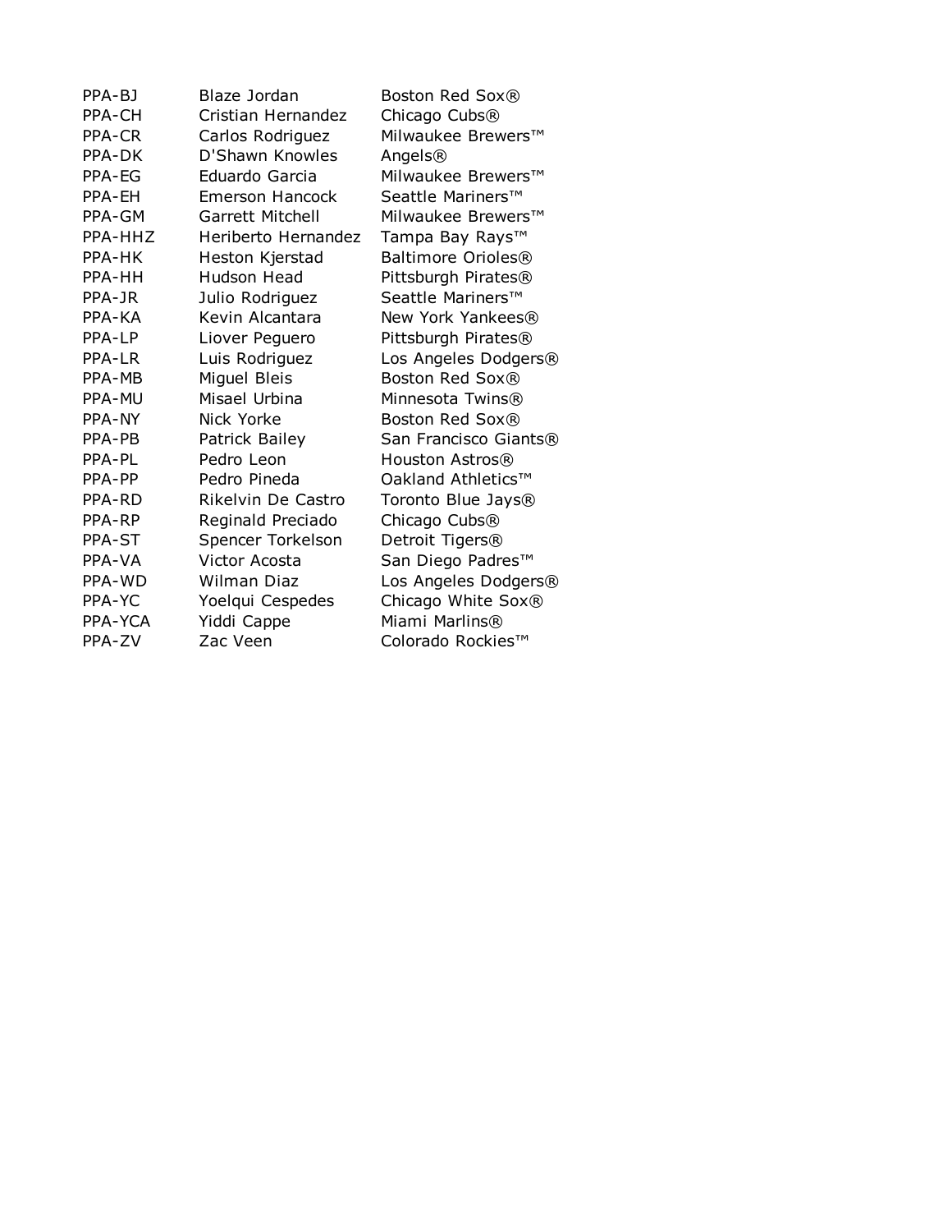| | | |
|---|---|---|
| PPA-BJ | Blaze Jordan | Boston Red Sox® |
| PPA-CH | Cristian Hernandez | Chicago Cubs® |
| PPA-CR | Carlos Rodriguez | Milwaukee Brewers™ |
| PPA-DK | D'Shawn Knowles | Angels® |
| PPA-EG | Eduardo Garcia | Milwaukee Brewers™ |
| PPA-EH | Emerson Hancock | Seattle Mariners™ |
| PPA-GM | Garrett Mitchell | Milwaukee Brewers™ |
| PPA-HHZ | Heriberto Hernandez | Tampa Bay Rays™ |
| PPA-HK | Heston Kjerstad | Baltimore Orioles® |
| PPA-HH | Hudson Head | Pittsburgh Pirates® |
| PPA-JR | Julio Rodriguez | Seattle Mariners™ |
| PPA-KA | Kevin Alcantara | New York Yankees® |
| PPA-LP | Liover Peguero | Pittsburgh Pirates® |
| PPA-LR | Luis Rodriguez | Los Angeles Dodgers® |
| PPA-MB | Miguel Bleis | Boston Red Sox® |
| PPA-MU | Misael Urbina | Minnesota Twins® |
| PPA-NY | Nick Yorke | Boston Red Sox® |
| PPA-PB | Patrick Bailey | San Francisco Giants® |
| PPA-PL | Pedro Leon | Houston Astros® |
| PPA-PP | Pedro Pineda | Oakland Athletics™ |
| PPA-RD | Rikelvin De Castro | Toronto Blue Jays® |
| PPA-RP | Reginald Preciado | Chicago Cubs® |
| PPA-ST | Spencer Torkelson | Detroit Tigers® |
| PPA-VA | Victor Acosta | San Diego Padres™ |
| PPA-WD | Wilman Diaz | Los Angeles Dodgers® |
| PPA-YC | Yoelqui Cespedes | Chicago White Sox® |
| PPA-YCA | Yiddi Cappe | Miami Marlins® |
| PPA-ZV | Zac Veen | Colorado Rockies™ |